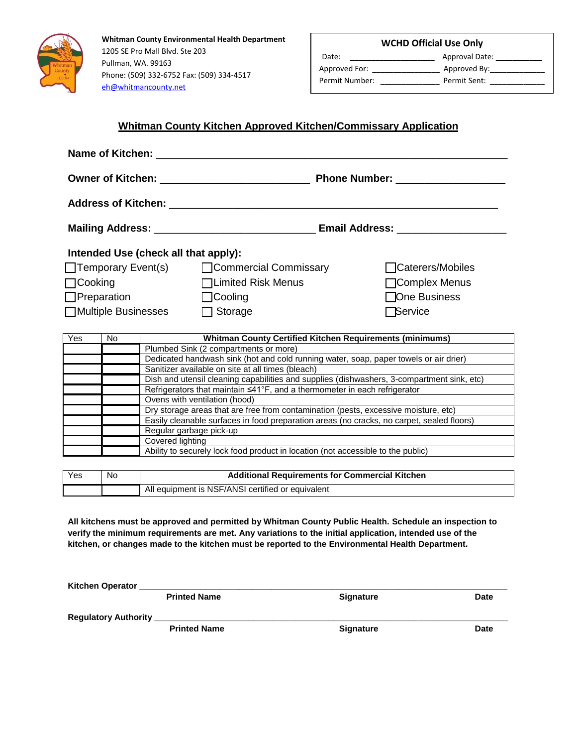**Whitman County Environmental Health Department**
1205 SE Pro Mall Blvd. Ste 203
Pullman, WA. 99163
Phone: (509) 332-6752 Fax: (509) 334-4517
eh@whitmancounty.net

| **WCHD Official Use Only** | |
|---|---|
| Date: ____________________ | Approval Date: ___________ |
| Approved For: ________________ | Approved By:_____________ |
| Permit Number: ______________ | Permit Sent: _____________ |

## Whitman County Kitchen Approved Kitchen/Commissary Application

**Name of Kitchen:** ____________________________________________________________

**Owner of Kitchen:** _________________________ **Phone Number:** __________________

**Address of Kitchen:** _______________________________________________________

**Mailing Address:** ___________________________ **Email Address:** __________________

**Intended Use (check all that apply):**

- ☐ Temporary Event(s)
- ☐ Commercial Commissary
- ☐ Caterers/Mobiles
- ☐ Cooking
- ☐ Limited Risk Menus
- ☐ Complex Menus
- ☐ Preparation
- ☐ Cooling
- ☐ One Business
- ☐ Multiple Businesses
- ☐ Storage
- ☐ Service

| Yes | No | **Whitman County Certified Kitchen Requirements (minimums)** |
|---|---|---|
| | | Plumbed Sink (2 compartments or more) |
| | | Dedicated handwash sink (hot and cold running water, soap, paper towels or air drier) |
| | | Sanitizer available on site at all times (bleach) |
| | | Dish and utensil cleaning capabilities and supplies (dishwashers, 3-compartment sink, etc) |
| | | Refrigerators that maintain ≤41°F, and a thermometer in each refrigerator |
| | | Ovens with ventilation (hood) |
| | | Dry storage areas that are free from contamination (pests, excessive moisture, etc) |
| | | Easily cleanable surfaces in food preparation areas (no cracks, no carpet, sealed floors) |
| | | Regular garbage pick-up |
| | | Covered lighting |
| | | Ability to securely lock food product in location (not accessible to the public) |

| Yes | No | **Additional Requirements for Commercial Kitchen** |
|---|---|---|
| | | All equipment is NSF/ANSI certified or equivalent |

**All kitchens must be approved and permitted by Whitman County Public Health. Schedule an inspection to verify the minimum requirements are met. Any variations to the initial application, intended use of the kitchen, or changes made to the kitchen must be reported to the Environmental Health Department.**

**Kitchen Operator** ____________________________________________________________

**Printed Name** **Signature** **Date**

**Regulatory Authority** __________________________________________________________

**Printed Name** **Signature** **Date**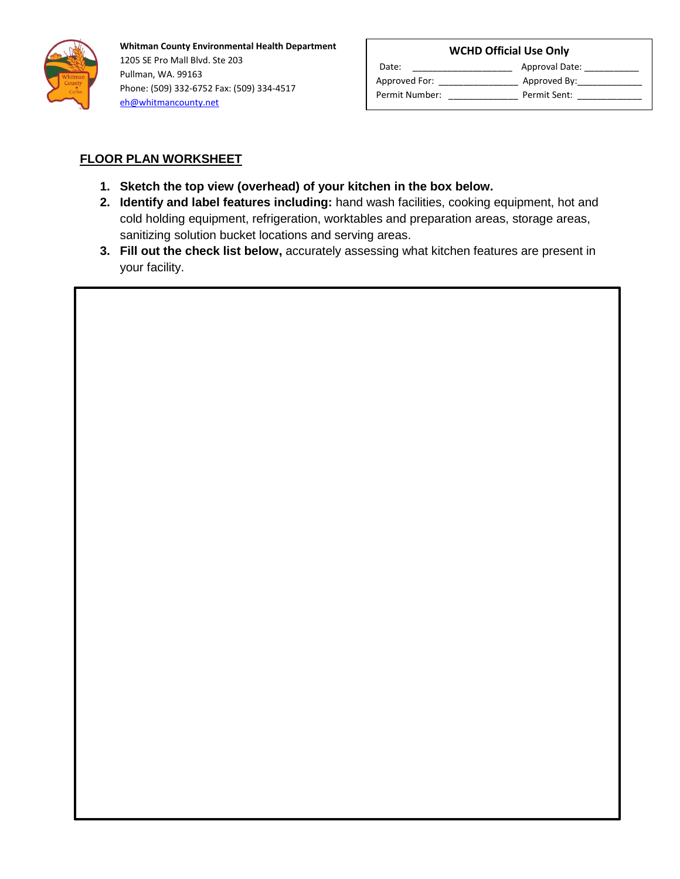**Whitman County Environmental Health Department**
1205 SE Pro Mall Blvd. Ste 203
Pullman, WA. 99163
Phone: (509) 332-6752 Fax: (509) 334-4517
eh@whitmancounty.net

| WCHD Official Use Only | |
| --- | --- |
| Date: ____________________ | Approval Date: ___________ |
| Approved For: ________________ | Approved By: ____________ |
| Permit Number: ______________ | Permit Sent: ____________ |

## FLOOR PLAN WORKSHEET

1. **Sketch the top view (overhead) of your kitchen in the box below.**
2. **Identify and label features including:** hand wash facilities, cooking equipment, hot and cold holding equipment, refrigeration, worktables and preparation areas, storage areas, sanitizing solution bucket locations and serving areas.
3. **Fill out the check list below,** accurately assessing what kitchen features are present in your facility.